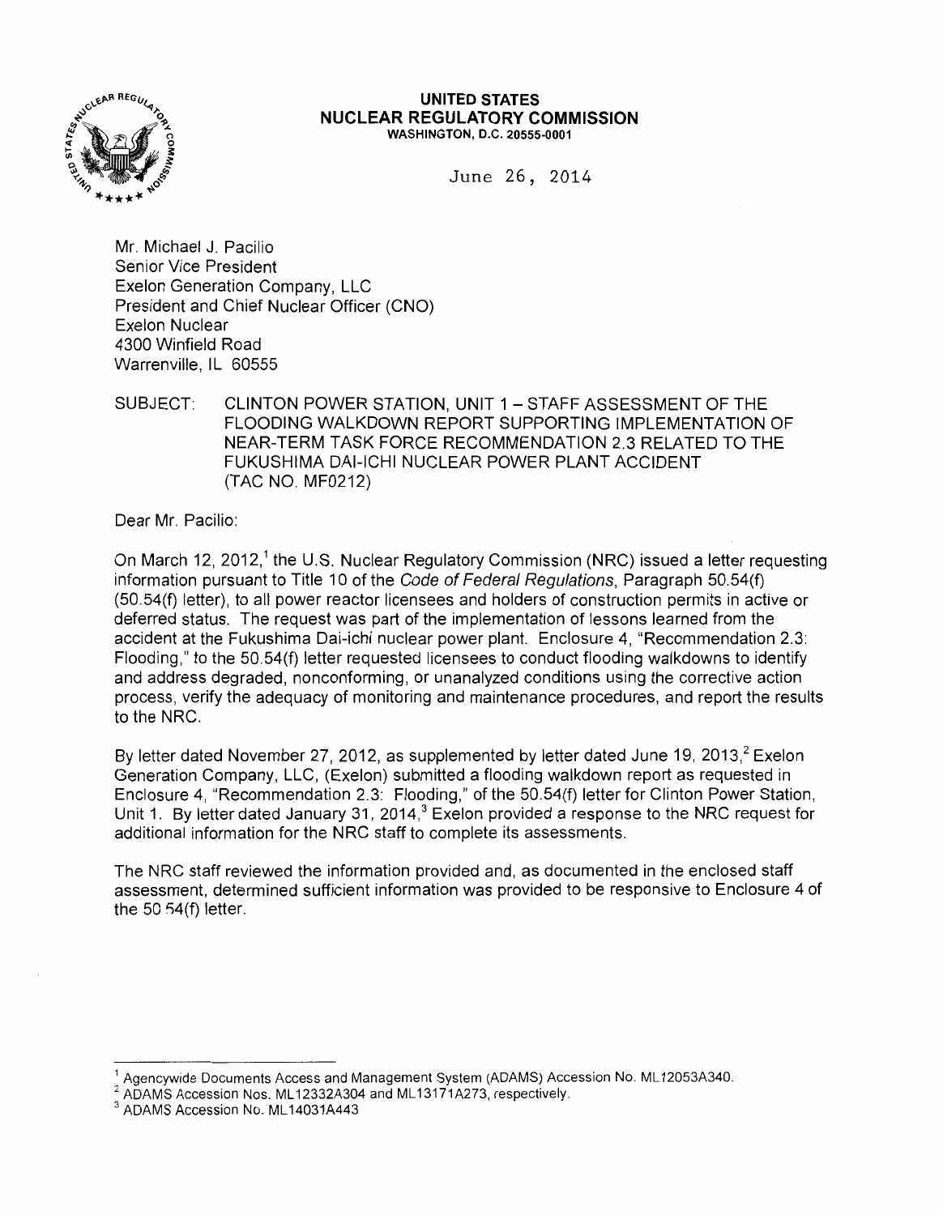**UNITED STATES**
**NUCLEAR REGULATORY COMMISSION**
WASHINGTON, D.C. 20555-0001

June 26, 2014

Mr. Michael J. Pacilio
Senior Vice President
Exelon Generation Company, LLC
President and Chief Nuclear Officer (CNO)
Exelon Nuclear
4300 Winfield Road
Warrenville, IL 60555

SUBJECT: CLINTON POWER STATION, UNIT 1 – STAFF ASSESSMENT OF THE FLOODING WALKDOWN REPORT SUPPORTING IMPLEMENTATION OF NEAR-TERM TASK FORCE RECOMMENDATION 2.3 RELATED TO THE FUKUSHIMA DAI-ICHI NUCLEAR POWER PLANT ACCIDENT (TAC NO. MF0212)

Dear Mr. Pacilio:

On March 12, 2012,[1] the U.S. Nuclear Regulatory Commission (NRC) issued a letter requesting information pursuant to Title 10 of the *Code of Federal Regulations*, Paragraph 50.54(f) (50.54(f) letter), to all power reactor licensees and holders of construction permits in active or deferred status. The request was part of the implementation of lessons learned from the accident at the Fukushima Dai-ichi nuclear power plant. Enclosure 4, "Recommendation 2.3: Flooding," to the 50.54(f) letter requested licensees to conduct flooding walkdowns to identify and address degraded, nonconforming, or unanalyzed conditions using the corrective action process, verify the adequacy of monitoring and maintenance procedures, and report the results to the NRC.

By letter dated November 27, 2012, as supplemented by letter dated June 19, 2013,[2] Exelon Generation Company, LLC, (Exelon) submitted a flooding walkdown report as requested in Enclosure 4, "Recommendation 2.3: Flooding," of the 50.54(f) letter for Clinton Power Station, Unit 1. By letter dated January 31, 2014,[3] Exelon provided a response to the NRC request for additional information for the NRC staff to complete its assessments.

The NRC staff reviewed the information provided and, as documented in the enclosed staff assessment, determined sufficient information was provided to be responsive to Enclosure 4 of the 50.54(f) letter.

---

[1] Agencywide Documents Access and Management System (ADAMS) Accession No. ML12053A340.
[2] ADAMS Accession Nos. ML12332A304 and ML13171A273, respectively.
[3] ADAMS Accession No. ML14031A443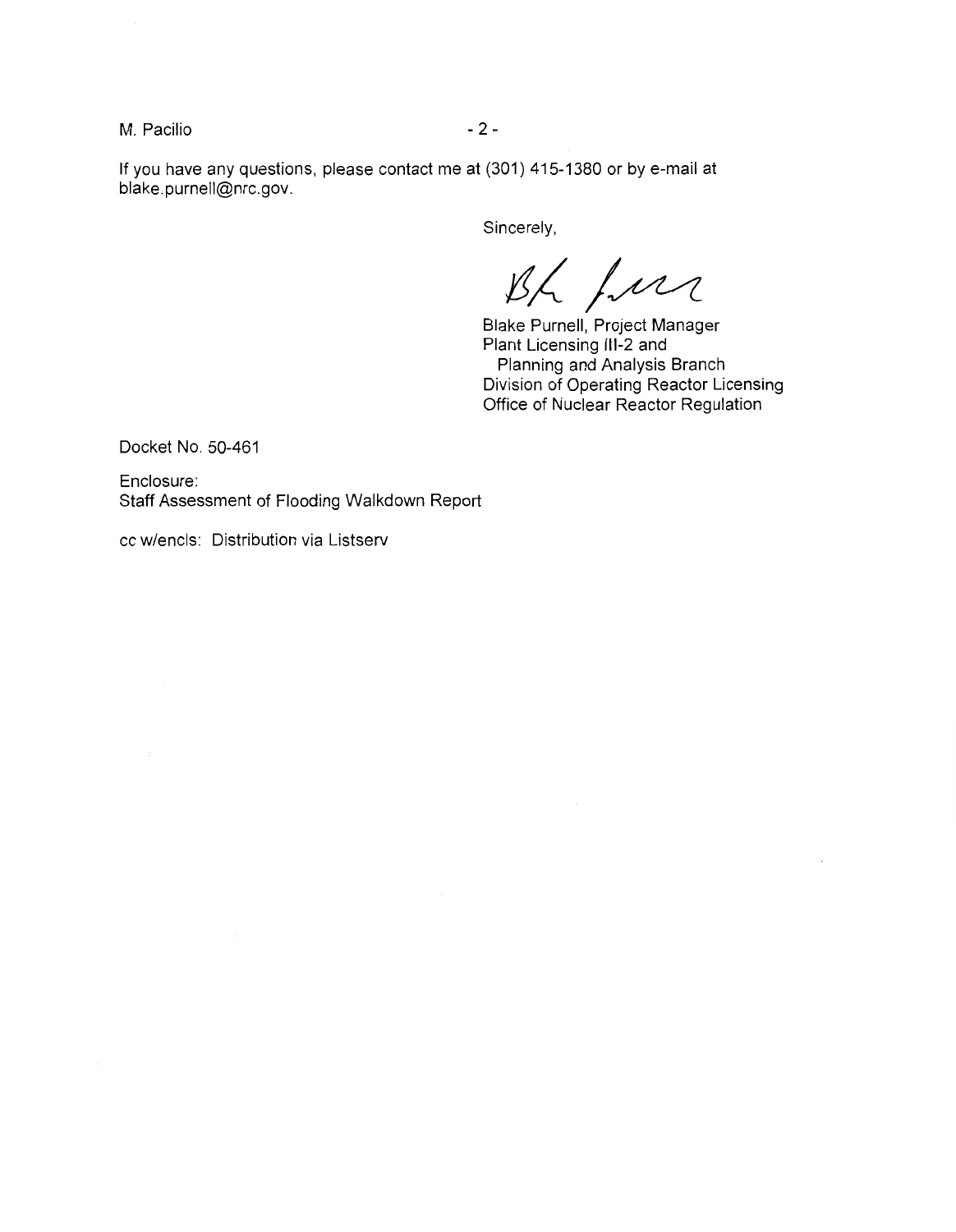If you have any questions, please contact me at (301) 415-1380 or by e-mail at blake.purnell@nrc.gov.

Sincerely,

Blake Purnell, Project Manager
Plant Licensing III-2 and
Planning and Analysis Branch
Division of Operating Reactor Licensing
Office of Nuclear Reactor Regulation

Docket No. 50-461

Enclosure:
Staff Assessment of Flooding Walkdown Report

cc w/encls: Distribution via Listserv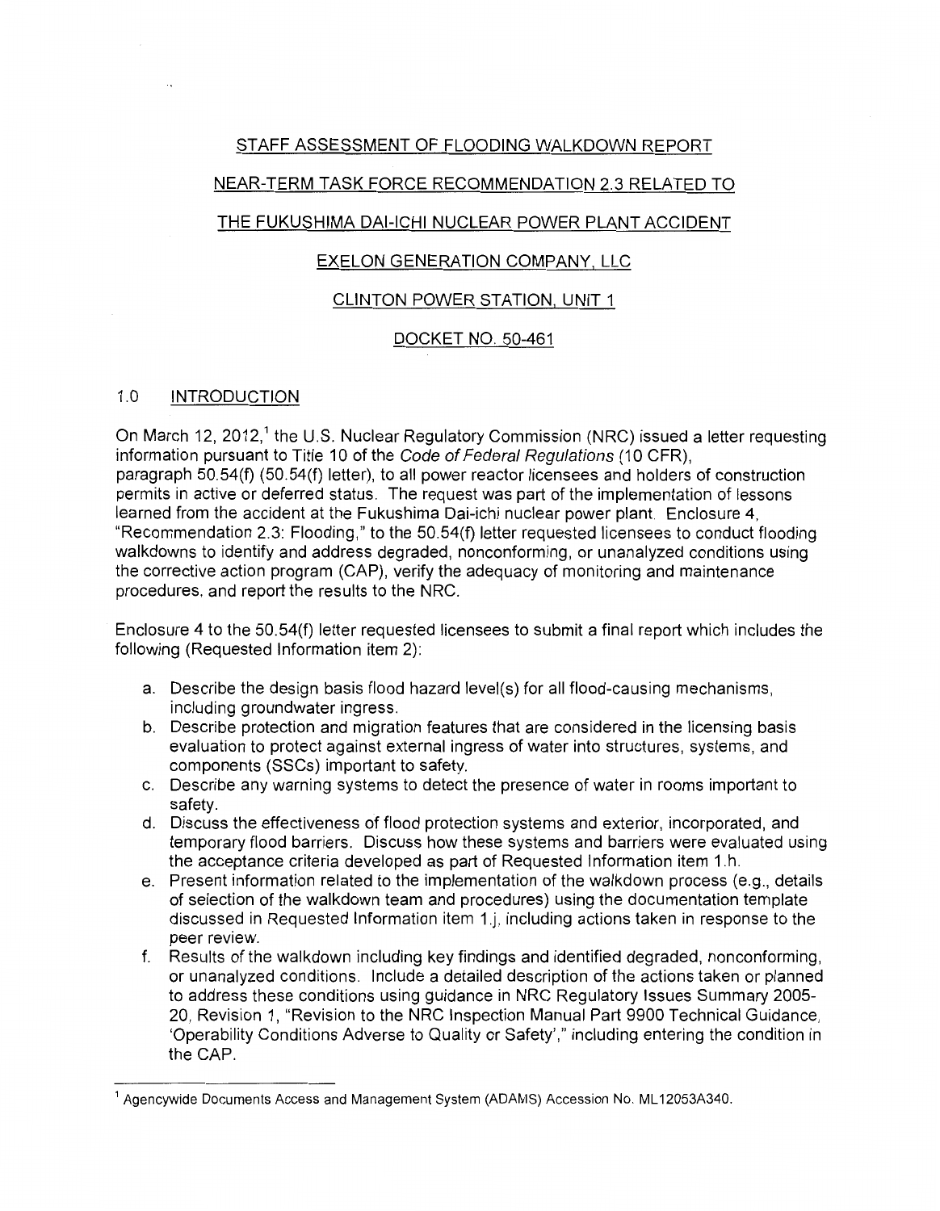STAFF ASSESSMENT OF FLOODING WALKDOWN REPORT

NEAR-TERM TASK FORCE RECOMMENDATION 2.3 RELATED TO

THE FUKUSHIMA DAI-ICHI NUCLEAR POWER PLANT ACCIDENT

EXELON GENERATION COMPANY, LLC

CLINTON POWER STATION, UNIT 1

DOCKET NO. 50-461

## 1.0 INTRODUCTION

On March 12, 2012,[1] the U.S. Nuclear Regulatory Commission (NRC) issued a letter requesting information pursuant to Title 10 of the *Code of Federal Regulations* (10 CFR), paragraph 50.54(f) (50.54(f) letter), to all power reactor licensees and holders of construction permits in active or deferred status. The request was part of the implementation of lessons learned from the accident at the Fukushima Dai-ichi nuclear power plant. Enclosure 4, "Recommendation 2.3: Flooding," to the 50.54(f) letter requested licensees to conduct flooding walkdowns to identify and address degraded, nonconforming, or unanalyzed conditions using the corrective action program (CAP), verify the adequacy of monitoring and maintenance procedures, and report the results to the NRC.

Enclosure 4 to the 50.54(f) letter requested licensees to submit a final report which includes the following (Requested Information item 2):

a. Describe the design basis flood hazard level(s) for all flood-causing mechanisms, including groundwater ingress.
b. Describe protection and migration features that are considered in the licensing basis evaluation to protect against external ingress of water into structures, systems, and components (SSCs) important to safety.
c. Describe any warning systems to detect the presence of water in rooms important to safety.
d. Discuss the effectiveness of flood protection systems and exterior, incorporated, and temporary flood barriers. Discuss how these systems and barriers were evaluated using the acceptance criteria developed as part of Requested Information item 1.h.
e. Present information related to the implementation of the walkdown process (e.g., details of selection of the walkdown team and procedures) using the documentation template discussed in Requested Information item 1.j, including actions taken in response to the peer review.
f. Results of the walkdown including key findings and identified degraded, nonconforming, or unanalyzed conditions. Include a detailed description of the actions taken or planned to address these conditions using guidance in NRC Regulatory Issues Summary 2005-20, Revision 1, "Revision to the NRC Inspection Manual Part 9900 Technical Guidance, 'Operability Conditions Adverse to Quality or Safety'," including entering the condition in the CAP.

---

[1] Agencywide Documents Access and Management System (ADAMS) Accession No. ML12053A340.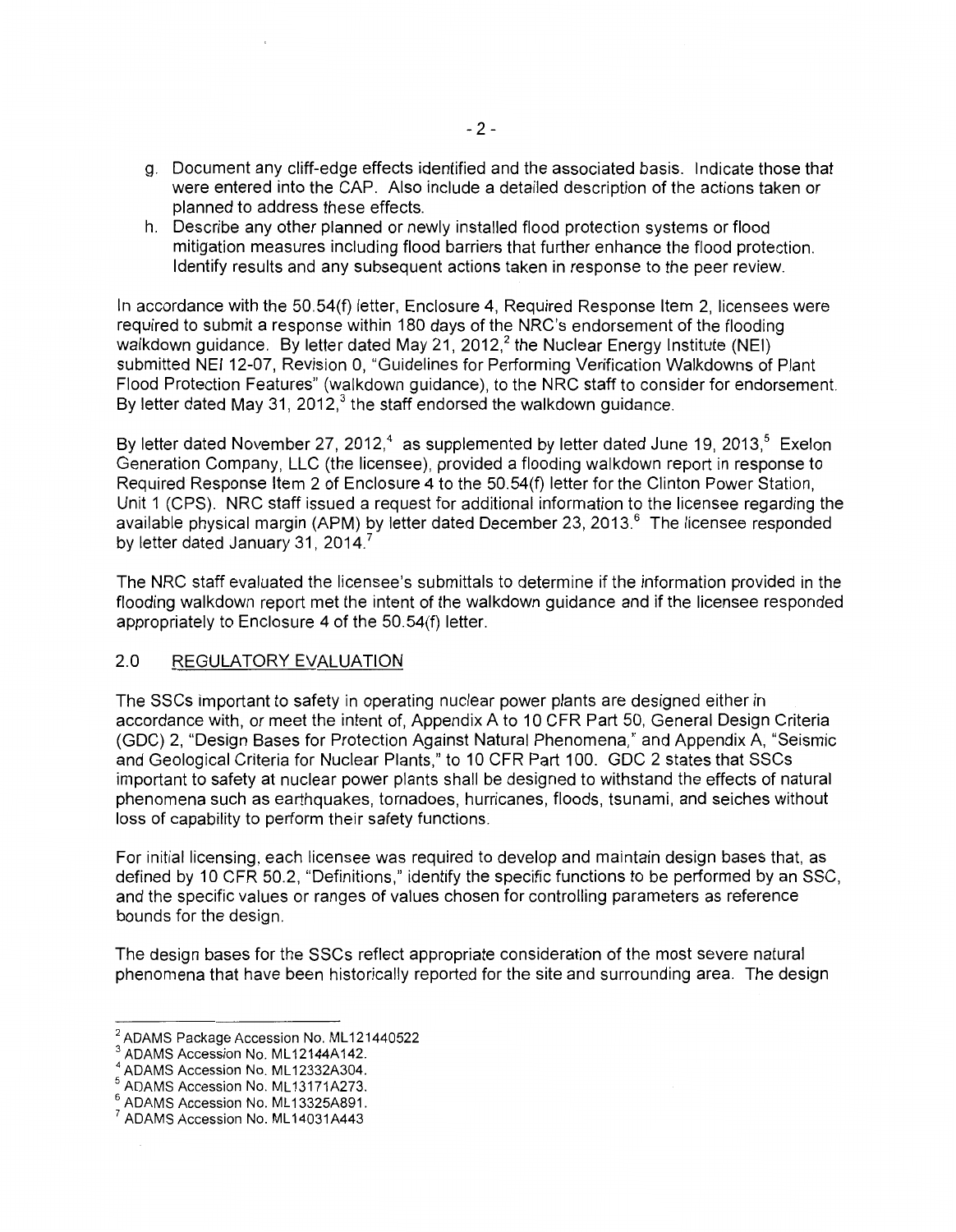g. Document any cliff-edge effects identified and the associated basis. Indicate those that were entered into the CAP. Also include a detailed description of the actions taken or planned to address these effects.
h. Describe any other planned or newly installed flood protection systems or flood mitigation measures including flood barriers that further enhance the flood protection. Identify results and any subsequent actions taken in response to the peer review.

In accordance with the 50.54(f) letter, Enclosure 4, Required Response Item 2, licensees were required to submit a response within 180 days of the NRC's endorsement of the flooding walkdown guidance. By letter dated May 21, 2012,[2] the Nuclear Energy Institute (NEI) submitted NEI 12-07, Revision 0, "Guidelines for Performing Verification Walkdowns of Plant Flood Protection Features" (walkdown guidance), to the NRC staff to consider for endorsement. By letter dated May 31, 2012,[3] the staff endorsed the walkdown guidance.

By letter dated November 27, 2012,[4] as supplemented by letter dated June 19, 2013,[5] Exelon Generation Company, LLC (the licensee), provided a flooding walkdown report in response to Required Response Item 2 of Enclosure 4 to the 50.54(f) letter for the Clinton Power Station, Unit 1 (CPS). NRC staff issued a request for additional information to the licensee regarding the available physical margin (APM) by letter dated December 23, 2013.[6] The licensee responded by letter dated January 31, 2014.[7]

The NRC staff evaluated the licensee's submittals to determine if the information provided in the flooding walkdown report met the intent of the walkdown guidance and if the licensee responded appropriately to Enclosure 4 of the 50.54(f) letter.

## 2.0 REGULATORY EVALUATION

The SSCs important to safety in operating nuclear power plants are designed either in accordance with, or meet the intent of, Appendix A to 10 CFR Part 50, General Design Criteria (GDC) 2, "Design Bases for Protection Against Natural Phenomena," and Appendix A, "Seismic and Geological Criteria for Nuclear Plants," to 10 CFR Part 100. GDC 2 states that SSCs important to safety at nuclear power plants shall be designed to withstand the effects of natural phenomena such as earthquakes, tornadoes, hurricanes, floods, tsunami, and seiches without loss of capability to perform their safety functions.

For initial licensing, each licensee was required to develop and maintain design bases that, as defined by 10 CFR 50.2, "Definitions," identify the specific functions to be performed by an SSC, and the specific values or ranges of values chosen for controlling parameters as reference bounds for the design.

The design bases for the SSCs reflect appropriate consideration of the most severe natural phenomena that have been historically reported for the site and surrounding area. The design

---

[2] ADAMS Package Accession No. ML121440522
[3] ADAMS Accession No. ML12144A142.
[4] ADAMS Accession No. ML12332A304.
[5] ADAMS Accession No. ML13171A273.
[6] ADAMS Accession No. ML13325A891.
[7] ADAMS Accession No. ML14031A443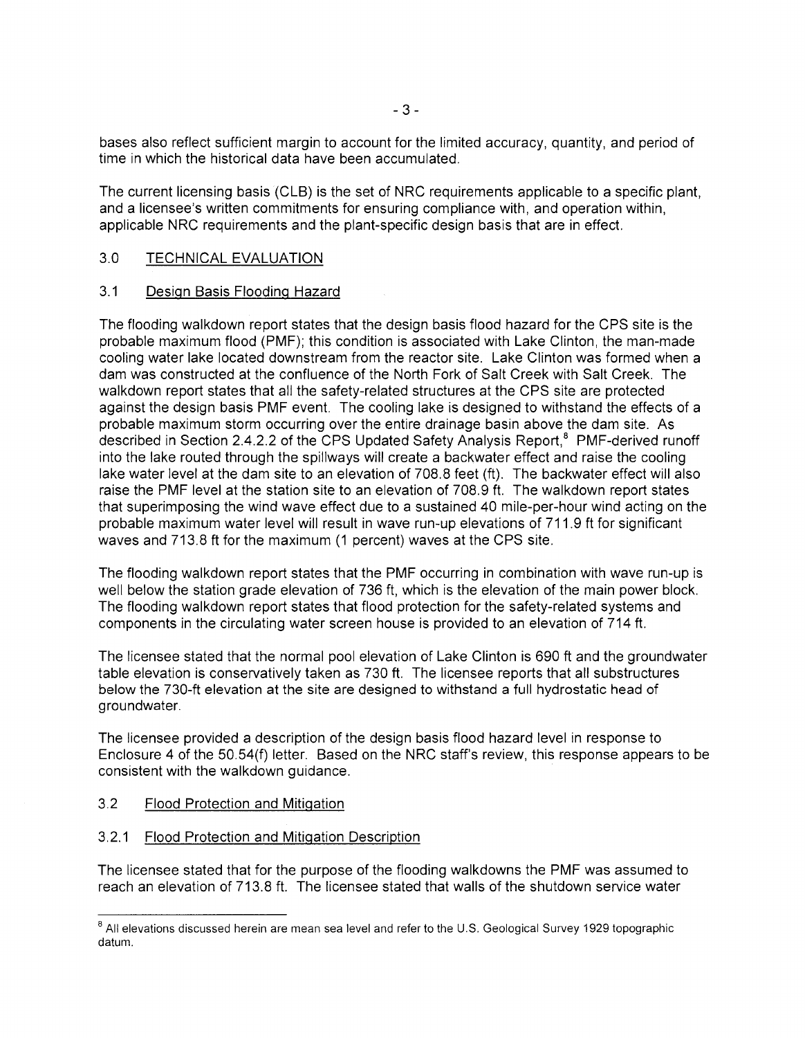bases also reflect sufficient margin to account for the limited accuracy, quantity, and period of time in which the historical data have been accumulated.

The current licensing basis (CLB) is the set of NRC requirements applicable to a specific plant, and a licensee's written commitments for ensuring compliance with, and operation within, applicable NRC requirements and the plant-specific design basis that are in effect.

## 3.0 TECHNICAL EVALUATION

### 3.1 Design Basis Flooding Hazard

The flooding walkdown report states that the design basis flood hazard for the CPS site is the probable maximum flood (PMF); this condition is associated with Lake Clinton, the man-made cooling water lake located downstream from the reactor site. Lake Clinton was formed when a dam was constructed at the confluence of the North Fork of Salt Creek with Salt Creek. The walkdown report states that all the safety-related structures at the CPS site are protected against the design basis PMF event. The cooling lake is designed to withstand the effects of a probable maximum storm occurring over the entire drainage basin above the dam site. As described in Section 2.4.2.2 of the CPS Updated Safety Analysis Report,[8] PMF-derived runoff into the lake routed through the spillways will create a backwater effect and raise the cooling lake water level at the dam site to an elevation of 708.8 feet (ft). The backwater effect will also raise the PMF level at the station site to an elevation of 708.9 ft. The walkdown report states that superimposing the wind wave effect due to a sustained 40 mile-per-hour wind acting on the probable maximum water level will result in wave run-up elevations of 711.9 ft for significant waves and 713.8 ft for the maximum (1 percent) waves at the CPS site.

The flooding walkdown report states that the PMF occurring in combination with wave run-up is well below the station grade elevation of 736 ft, which is the elevation of the main power block. The flooding walkdown report states that flood protection for the safety-related systems and components in the circulating water screen house is provided to an elevation of 714 ft.

The licensee stated that the normal pool elevation of Lake Clinton is 690 ft and the groundwater table elevation is conservatively taken as 730 ft. The licensee reports that all substructures below the 730-ft elevation at the site are designed to withstand a full hydrostatic head of groundwater.

The licensee provided a description of the design basis flood hazard level in response to Enclosure 4 of the 50.54(f) letter. Based on the NRC staff's review, this response appears to be consistent with the walkdown guidance.

### 3.2 Flood Protection and Mitigation

#### 3.2.1 Flood Protection and Mitigation Description

The licensee stated that for the purpose of the flooding walkdowns the PMF was assumed to reach an elevation of 713.8 ft. The licensee stated that walls of the shutdown service water

---

[8] All elevations discussed herein are mean sea level and refer to the U.S. Geological Survey 1929 topographic datum.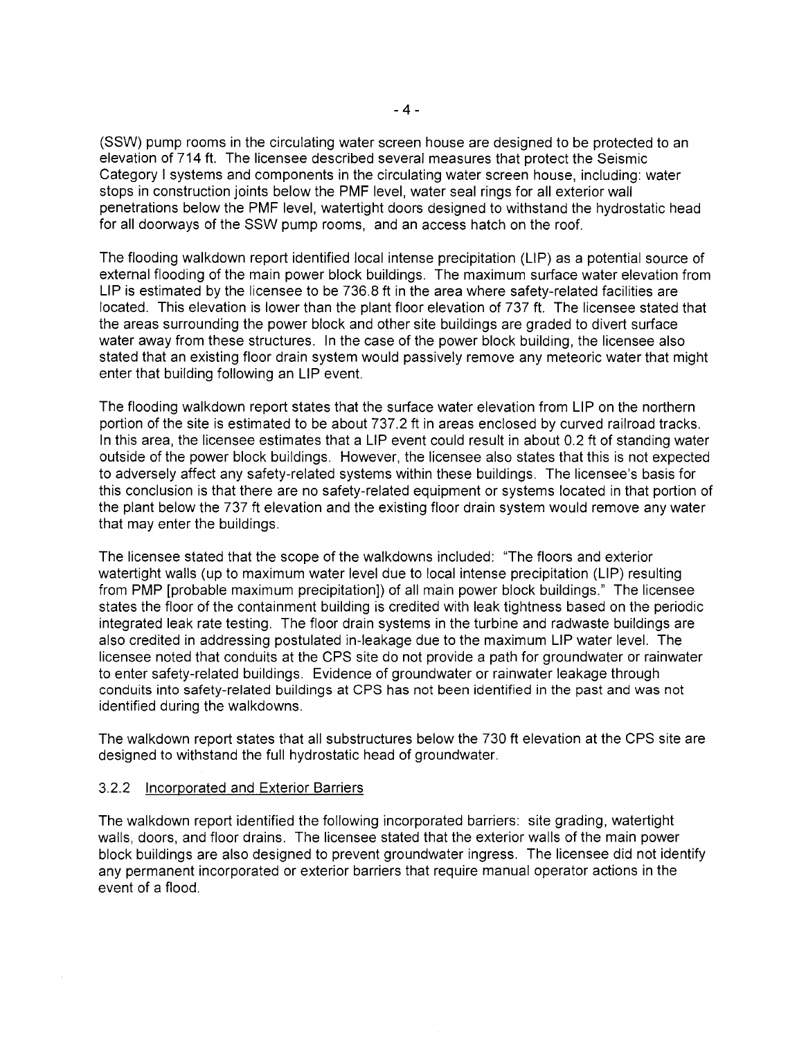(SSW) pump rooms in the circulating water screen house are designed to be protected to an elevation of 714 ft. The licensee described several measures that protect the Seismic Category I systems and components in the circulating water screen house, including: water stops in construction joints below the PMF level, water seal rings for all exterior wall penetrations below the PMF level, watertight doors designed to withstand the hydrostatic head for all doorways of the SSW pump rooms, and an access hatch on the roof.

The flooding walkdown report identified local intense precipitation (LIP) as a potential source of external flooding of the main power block buildings. The maximum surface water elevation from LIP is estimated by the licensee to be 736.8 ft in the area where safety-related facilities are located. This elevation is lower than the plant floor elevation of 737 ft. The licensee stated that the areas surrounding the power block and other site buildings are graded to divert surface water away from these structures. In the case of the power block building, the licensee also stated that an existing floor drain system would passively remove any meteoric water that might enter that building following an LIP event.

The flooding walkdown report states that the surface water elevation from LIP on the northern portion of the site is estimated to be about 737.2 ft in areas enclosed by curved railroad tracks. In this area, the licensee estimates that a LIP event could result in about 0.2 ft of standing water outside of the power block buildings. However, the licensee also states that this is not expected to adversely affect any safety-related systems within these buildings. The licensee's basis for this conclusion is that there are no safety-related equipment or systems located in that portion of the plant below the 737 ft elevation and the existing floor drain system would remove any water that may enter the buildings.

The licensee stated that the scope of the walkdowns included: "The floors and exterior watertight walls (up to maximum water level due to local intense precipitation (LIP) resulting from PMP [probable maximum precipitation]) of all main power block buildings." The licensee states the floor of the containment building is credited with leak tightness based on the periodic integrated leak rate testing. The floor drain systems in the turbine and radwaste buildings are also credited in addressing postulated in-leakage due to the maximum LIP water level. The licensee noted that conduits at the CPS site do not provide a path for groundwater or rainwater to enter safety-related buildings. Evidence of groundwater or rainwater leakage through conduits into safety-related buildings at CPS has not been identified in the past and was not identified during the walkdowns.

The walkdown report states that all substructures below the 730 ft elevation at the CPS site are designed to withstand the full hydrostatic head of groundwater.

### 3.2.2 Incorporated and Exterior Barriers

The walkdown report identified the following incorporated barriers: site grading, watertight walls, doors, and floor drains. The licensee stated that the exterior walls of the main power block buildings are also designed to prevent groundwater ingress. The licensee did not identify any permanent incorporated or exterior barriers that require manual operator actions in the event of a flood.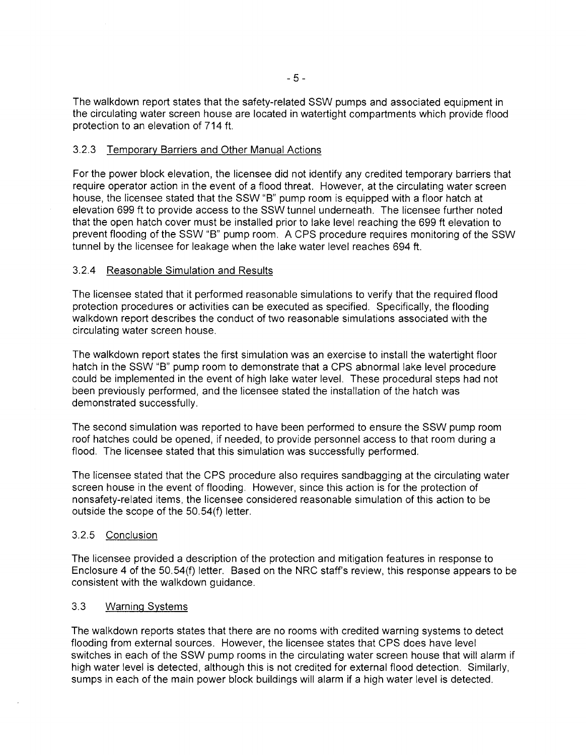The walkdown report states that the safety-related SSW pumps and associated equipment in the circulating water screen house are located in watertight compartments which provide flood protection to an elevation of 714 ft.

### 3.2.3 Temporary Barriers and Other Manual Actions

For the power block elevation, the licensee did not identify any credited temporary barriers that require operator action in the event of a flood threat. However, at the circulating water screen house, the licensee stated that the SSW "B" pump room is equipped with a floor hatch at elevation 699 ft to provide access to the SSW tunnel underneath. The licensee further noted that the open hatch cover must be installed prior to lake level reaching the 699 ft elevation to prevent flooding of the SSW "B" pump room. A CPS procedure requires monitoring of the SSW tunnel by the licensee for leakage when the lake water level reaches 694 ft.

### 3.2.4 Reasonable Simulation and Results

The licensee stated that it performed reasonable simulations to verify that the required flood protection procedures or activities can be executed as specified. Specifically, the flooding walkdown report describes the conduct of two reasonable simulations associated with the circulating water screen house.

The walkdown report states the first simulation was an exercise to install the watertight floor hatch in the SSW "B" pump room to demonstrate that a CPS abnormal lake level procedure could be implemented in the event of high lake water level. These procedural steps had not been previously performed, and the licensee stated the installation of the hatch was demonstrated successfully.

The second simulation was reported to have been performed to ensure the SSW pump room roof hatches could be opened, if needed, to provide personnel access to that room during a flood. The licensee stated that this simulation was successfully performed.

The licensee stated that the CPS procedure also requires sandbagging at the circulating water screen house in the event of flooding. However, since this action is for the protection of nonsafety-related items, the licensee considered reasonable simulation of this action to be outside the scope of the 50.54(f) letter.

### 3.2.5 Conclusion

The licensee provided a description of the protection and mitigation features in response to Enclosure 4 of the 50.54(f) letter. Based on the NRC staff's review, this response appears to be consistent with the walkdown guidance.

## 3.3 Warning Systems

The walkdown reports states that there are no rooms with credited warning systems to detect flooding from external sources. However, the licensee states that CPS does have level switches in each of the SSW pump rooms in the circulating water screen house that will alarm if high water level is detected, although this is not credited for external flood detection. Similarly, sumps in each of the main power block buildings will alarm if a high water level is detected.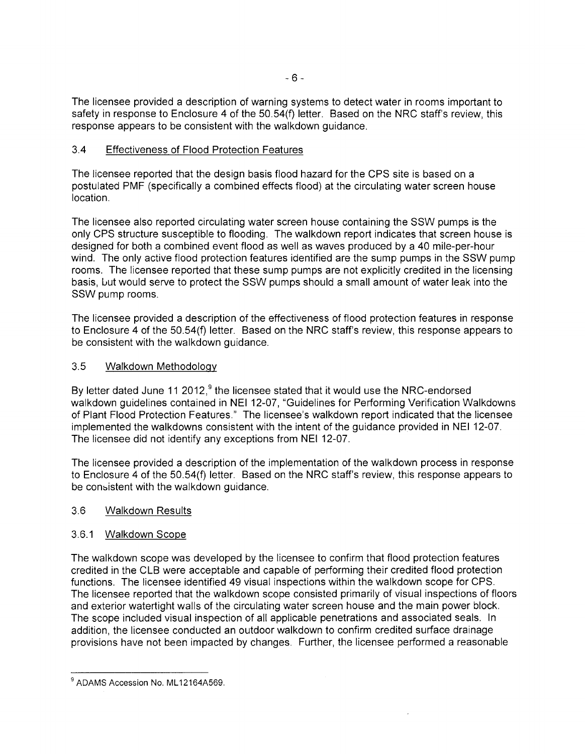The licensee provided a description of warning systems to detect water in rooms important to safety in response to Enclosure 4 of the 50.54(f) letter. Based on the NRC staff's review, this response appears to be consistent with the walkdown guidance.

### 3.4 Effectiveness of Flood Protection Features

The licensee reported that the design basis flood hazard for the CPS site is based on a postulated PMF (specifically a combined effects flood) at the circulating water screen house location.

The licensee also reported circulating water screen house containing the SSW pumps is the only CPS structure susceptible to flooding. The walkdown report indicates that screen house is designed for both a combined event flood as well as waves produced by a 40 mile-per-hour wind. The only active flood protection features identified are the sump pumps in the SSW pump rooms. The licensee reported that these sump pumps are not explicitly credited in the licensing basis, but would serve to protect the SSW pumps should a small amount of water leak into the SSW pump rooms.

The licensee provided a description of the effectiveness of flood protection features in response to Enclosure 4 of the 50.54(f) letter. Based on the NRC staff's review, this response appears to be consistent with the walkdown guidance.

### 3.5 Walkdown Methodology

By letter dated June 11 2012,[9] the licensee stated that it would use the NRC-endorsed walkdown guidelines contained in NEI 12-07, "Guidelines for Performing Verification Walkdowns of Plant Flood Protection Features." The licensee's walkdown report indicated that the licensee implemented the walkdowns consistent with the intent of the guidance provided in NEI 12-07. The licensee did not identify any exceptions from NEI 12-07.

The licensee provided a description of the implementation of the walkdown process in response to Enclosure 4 of the 50.54(f) letter. Based on the NRC staff's review, this response appears to be consistent with the walkdown guidance.

### 3.6 Walkdown Results

#### 3.6.1 Walkdown Scope

The walkdown scope was developed by the licensee to confirm that flood protection features credited in the CLB were acceptable and capable of performing their credited flood protection functions. The licensee identified 49 visual inspections within the walkdown scope for CPS. The licensee reported that the walkdown scope consisted primarily of visual inspections of floors and exterior watertight walls of the circulating water screen house and the main power block. The scope included visual inspection of all applicable penetrations and associated seals. In addition, the licensee conducted an outdoor walkdown to confirm credited surface drainage provisions have not been impacted by changes. Further, the licensee performed a reasonable

---

[9] ADAMS Accession No. ML12164A569.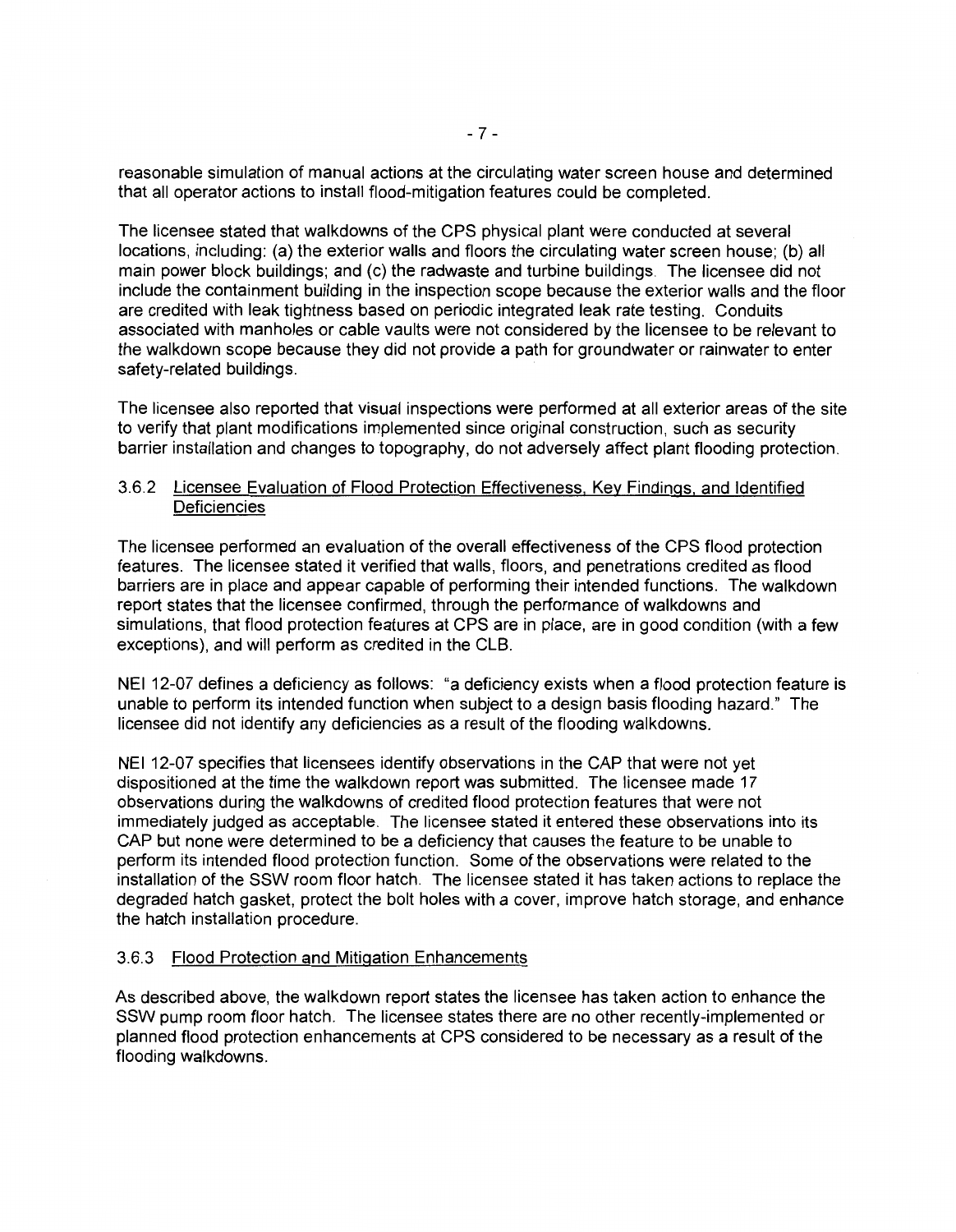reasonable simulation of manual actions at the circulating water screen house and determined that all operator actions to install flood-mitigation features could be completed.

The licensee stated that walkdowns of the CPS physical plant were conducted at several locations, including: (a) the exterior walls and floors the circulating water screen house; (b) all main power block buildings; and (c) the radwaste and turbine buildings. The licensee did not include the containment building in the inspection scope because the exterior walls and the floor are credited with leak tightness based on periodic integrated leak rate testing. Conduits associated with manholes or cable vaults were not considered by the licensee to be relevant to the walkdown scope because they did not provide a path for groundwater or rainwater to enter safety-related buildings.

The licensee also reported that visual inspections were performed at all exterior areas of the site to verify that plant modifications implemented since original construction, such as security barrier installation and changes to topography, do not adversely affect plant flooding protection.

### 3.6.2 Licensee Evaluation of Flood Protection Effectiveness, Key Findings, and Identified Deficiencies

The licensee performed an evaluation of the overall effectiveness of the CPS flood protection features. The licensee stated it verified that walls, floors, and penetrations credited as flood barriers are in place and appear capable of performing their intended functions. The walkdown report states that the licensee confirmed, through the performance of walkdowns and simulations, that flood protection features at CPS are in place, are in good condition (with a few exceptions), and will perform as credited in the CLB.

NEI 12-07 defines a deficiency as follows: "a deficiency exists when a flood protection feature is unable to perform its intended function when subject to a design basis flooding hazard." The licensee did not identify any deficiencies as a result of the flooding walkdowns.

NEI 12-07 specifies that licensees identify observations in the CAP that were not yet dispositioned at the time the walkdown report was submitted. The licensee made 17 observations during the walkdowns of credited flood protection features that were not immediately judged as acceptable. The licensee stated it entered these observations into its CAP but none were determined to be a deficiency that causes the feature to be unable to perform its intended flood protection function. Some of the observations were related to the installation of the SSW room floor hatch. The licensee stated it has taken actions to replace the degraded hatch gasket, protect the bolt holes with a cover, improve hatch storage, and enhance the hatch installation procedure.

### 3.6.3 Flood Protection and Mitigation Enhancements

As described above, the walkdown report states the licensee has taken action to enhance the SSW pump room floor hatch. The licensee states there are no other recently-implemented or planned flood protection enhancements at CPS considered to be necessary as a result of the flooding walkdowns.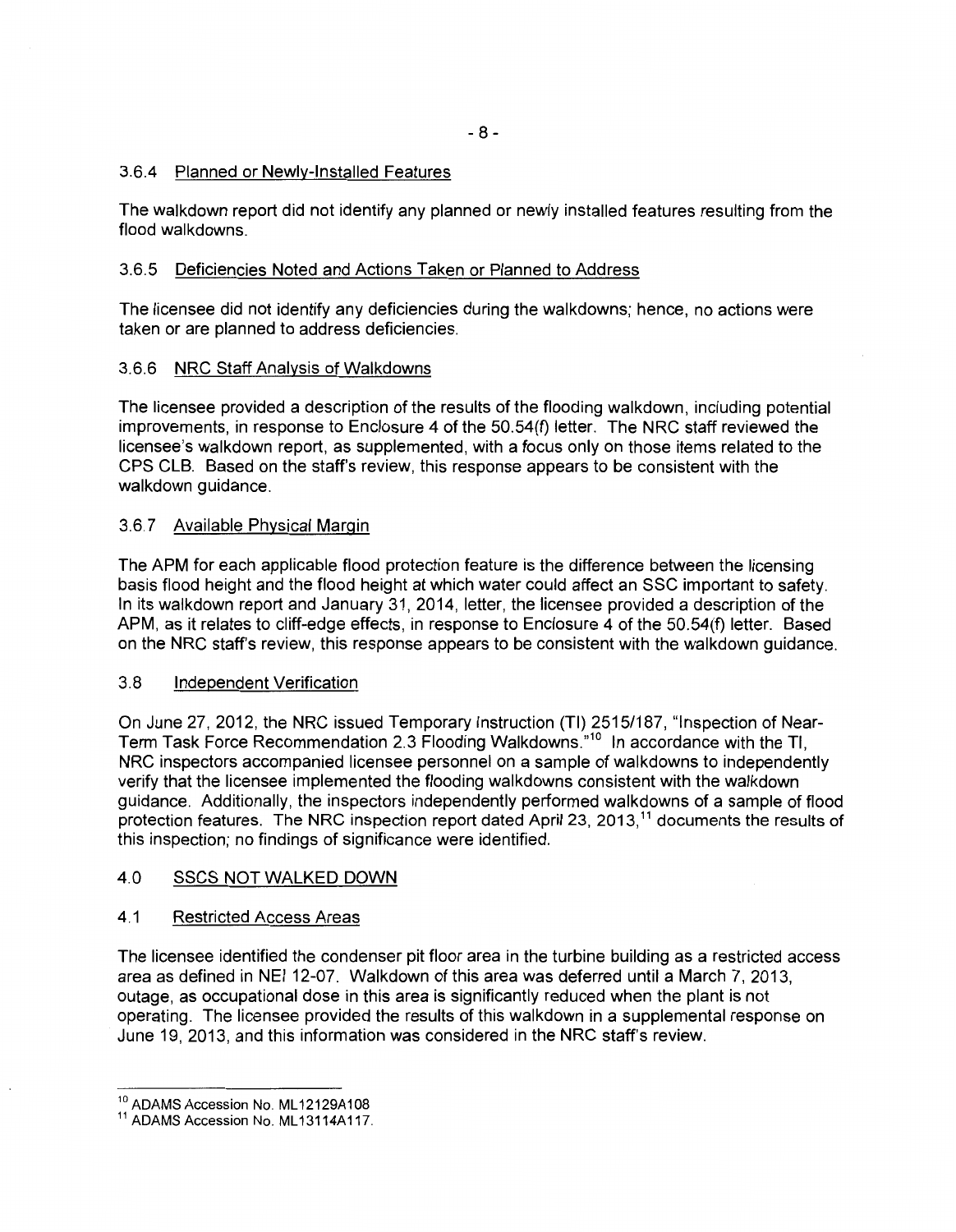### 3.6.4 Planned or Newly-Installed Features

The walkdown report did not identify any planned or newly installed features resulting from the flood walkdowns.

### 3.6.5 Deficiencies Noted and Actions Taken or Planned to Address

The licensee did not identify any deficiencies during the walkdowns; hence, no actions were taken or are planned to address deficiencies.

### 3.6.6 NRC Staff Analysis of Walkdowns

The licensee provided a description of the results of the flooding walkdown, including potential improvements, in response to Enclosure 4 of the 50.54(f) letter. The NRC staff reviewed the licensee's walkdown report, as supplemented, with a focus only on those items related to the CPS CLB. Based on the staff's review, this response appears to be consistent with the walkdown guidance.

### 3.6.7 Available Physical Margin

The APM for each applicable flood protection feature is the difference between the licensing basis flood height and the flood height at which water could affect an SSC important to safety. In its walkdown report and January 31, 2014, letter, the licensee provided a description of the APM, as it relates to cliff-edge effects, in response to Enclosure 4 of the 50.54(f) letter. Based on the NRC staff's review, this response appears to be consistent with the walkdown guidance.

## 3.8 Independent Verification

On June 27, 2012, the NRC issued Temporary Instruction (TI) 2515/187, "Inspection of Near-Term Task Force Recommendation 2.3 Flooding Walkdowns."[10] In accordance with the TI, NRC inspectors accompanied licensee personnel on a sample of walkdowns to independently verify that the licensee implemented the flooding walkdowns consistent with the walkdown guidance. Additionally, the inspectors independently performed walkdowns of a sample of flood protection features. The NRC inspection report dated April 23, 2013,[11] documents the results of this inspection; no findings of significance were identified.

## 4.0 SSCS NOT WALKED DOWN

## 4.1 Restricted Access Areas

The licensee identified the condenser pit floor area in the turbine building as a restricted access area as defined in NEI 12-07. Walkdown of this area was deferred until a March 7, 2013, outage, as occupational dose in this area is significantly reduced when the plant is not operating. The licensee provided the results of this walkdown in a supplemental response on June 19, 2013, and this information was considered in the NRC staff's review.

---

[10] ADAMS Accession No. ML12129A108

[11] ADAMS Accession No. ML13114A117.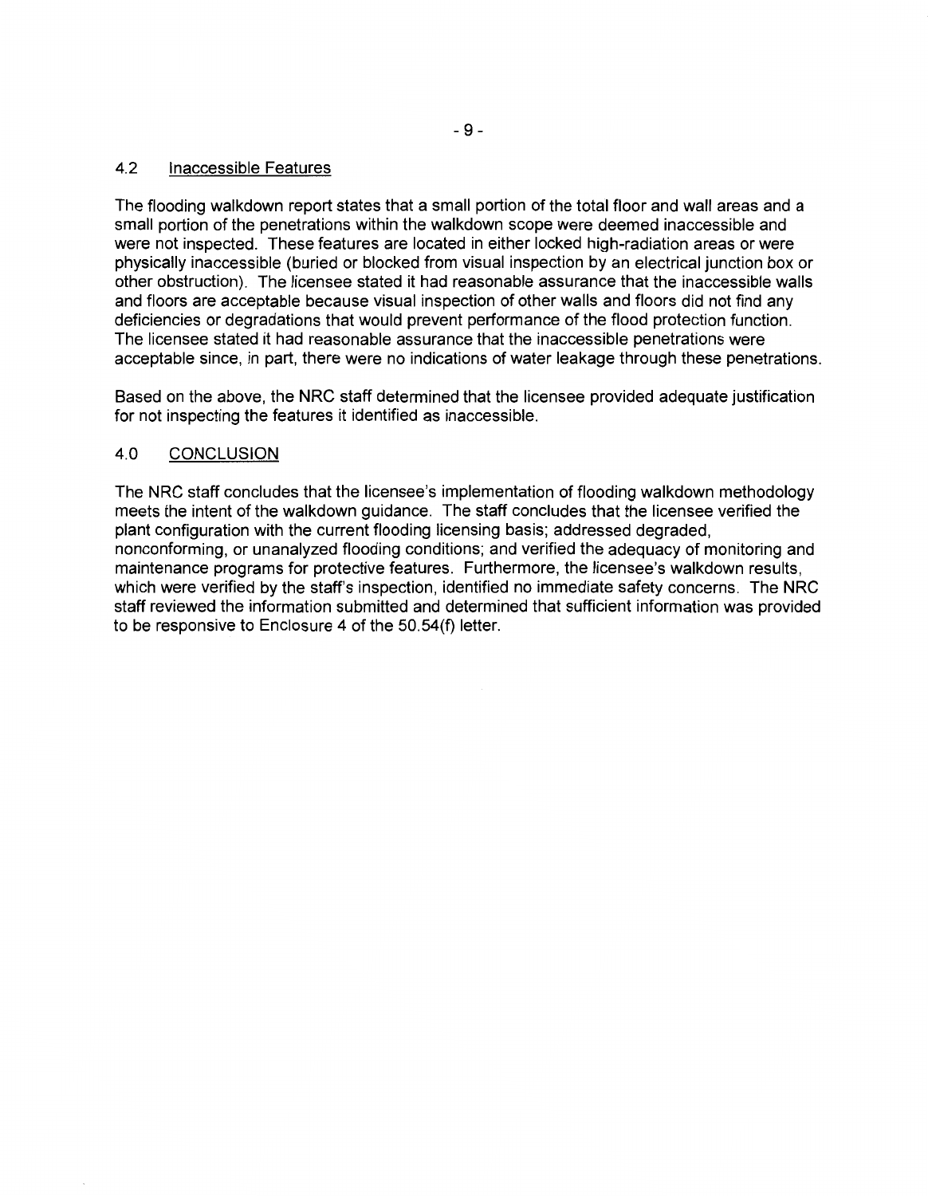### 4.2 Inaccessible Features

The flooding walkdown report states that a small portion of the total floor and wall areas and a small portion of the penetrations within the walkdown scope were deemed inaccessible and were not inspected. These features are located in either locked high-radiation areas or were physically inaccessible (buried or blocked from visual inspection by an electrical junction box or other obstruction). The licensee stated it had reasonable assurance that the inaccessible walls and floors are acceptable because visual inspection of other walls and floors did not find any deficiencies or degradations that would prevent performance of the flood protection function. The licensee stated it had reasonable assurance that the inaccessible penetrations were acceptable since, in part, there were no indications of water leakage through these penetrations.

Based on the above, the NRC staff determined that the licensee provided adequate justification for not inspecting the features it identified as inaccessible.

## 4.0 CONCLUSION

The NRC staff concludes that the licensee's implementation of flooding walkdown methodology meets the intent of the walkdown guidance. The staff concludes that the licensee verified the plant configuration with the current flooding licensing basis; addressed degraded, nonconforming, or unanalyzed flooding conditions; and verified the adequacy of monitoring and maintenance programs for protective features. Furthermore, the licensee's walkdown results, which were verified by the staff's inspection, identified no immediate safety concerns. The NRC staff reviewed the information submitted and determined that sufficient information was provided to be responsive to Enclosure 4 of the 50.54(f) letter.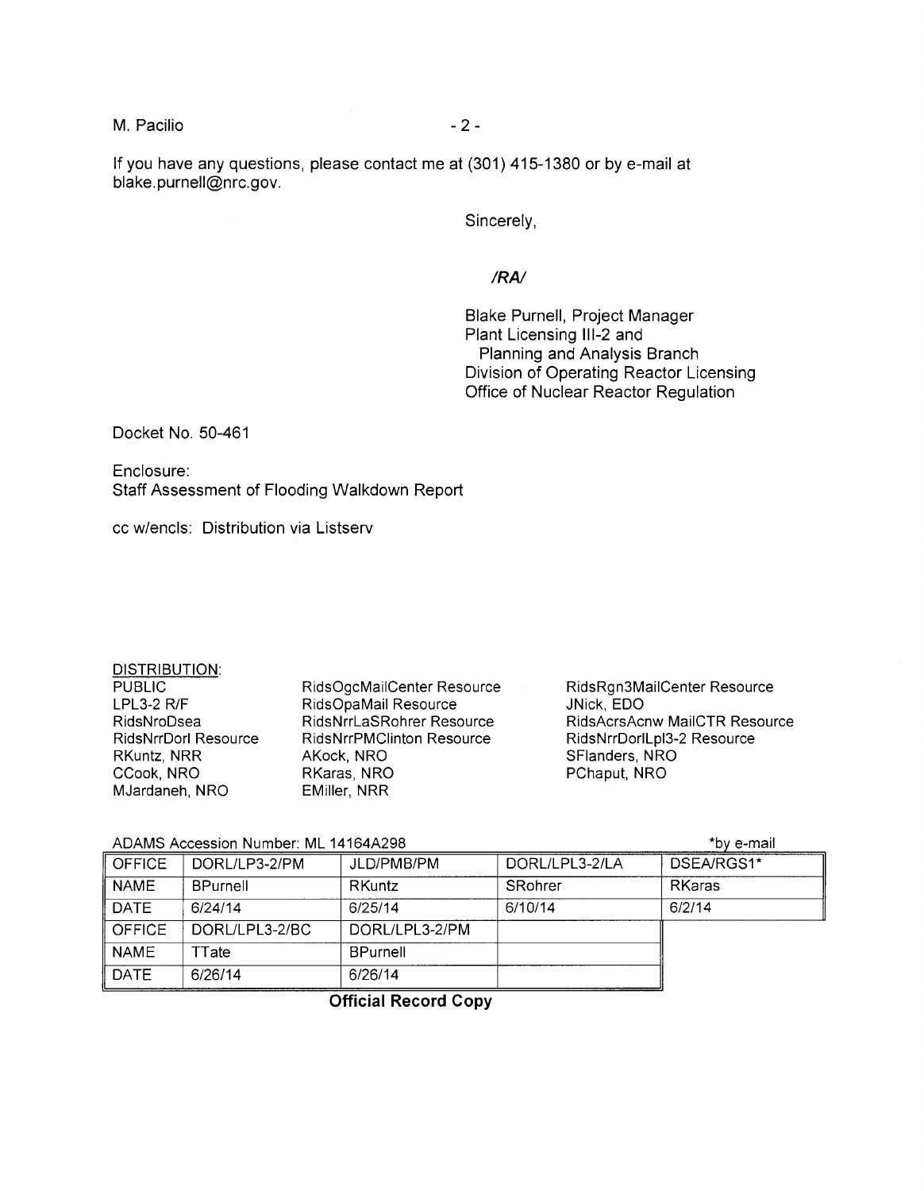M. Pacilio

If you have any questions, please contact me at (301) 415-1380 or by e-mail at blake.purnell@nrc.gov.

Sincerely,

*/RA/*

Blake Purnell, Project Manager
Plant Licensing III-2 and
Planning and Analysis Branch
Division of Operating Reactor Licensing
Office of Nuclear Reactor Regulation

Docket No. 50-461

Enclosure:
Staff Assessment of Flooding Walkdown Report

cc w/encls: Distribution via Listserv

DISTRIBUTION:

| | | |
|---|---|---|
| PUBLIC | RidsOgcMailCenter Resource | RidsRgn3MailCenter Resource |
| LPL3-2 R/F | RidsOpaMail Resource | JNick, EDO |
| RidsNroDsea | RidsNrrLaSRohrer Resource | RidsAcrsAcnw MailCTR Resource |
| RidsNrrDorl Resource | RidsNrrPMClinton Resource | RidsNrrDorlLpl3-2 Resource |
| RKuntz, NRR | AKock, NRO | SFlanders, NRO |
| CCook, NRO | RKaras, NRO | PChaput, NRO |
| MJardaneh, NRO | EMiller, NRR | |

ADAMS Accession Number: ML 14164A298 *by e-mail

| OFFICE | DORL/LP3-2/PM | JLD/PMB/PM | DORL/LPL3-2/LA | DSEA/RGS1* |
|---|---|---|---|---|
| NAME | BPurnell | RKuntz | SRohrer | RKaras |
| DATE | 6/24/14 | 6/25/14 | 6/10/14 | 6/2/14 |
| OFFICE | DORL/LPL3-2/BC | DORL/LPL3-2/PM | | |
| NAME | TTate | BPurnell | | |
| DATE | 6/26/14 | 6/26/14 | | |

**Official Record Copy**